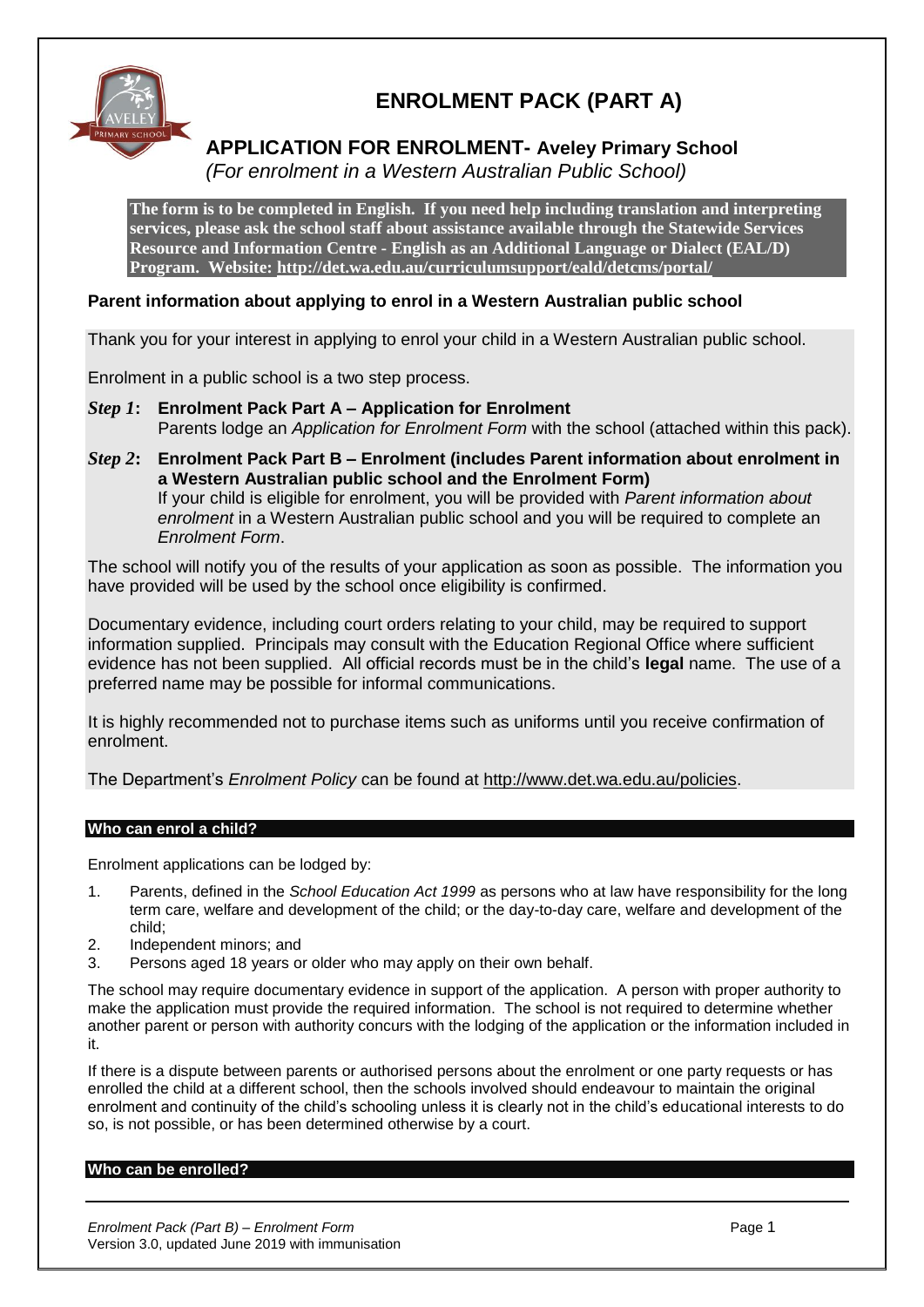# ENROLMENT PACK (PART A)

## APPLICATION FOR ENROLMENT- Aveley Primary School

*(For enrolment in a Western Australian Public School)*

**The form is to be completed in English. If you need help including translation and interpreting services, please ask the school staff about assistance available through the Statewide Services Resource and Information Centre - English as an Additional Language or Dialect (EAL/D) Program. Website: http://det.wa.edu.au/curriculumsupport/eald/detcms/portal/**

### Parent information about applying to enrol in a Western Australian public school

Thank you for your interest in applying to enrol your child in a Western Australian public school.

Enrolment in a public school is a two step process.

***Step 1*: Enrolment Pack Part A – Application for Enrolment**
Parents lodge an *Application for Enrolment Form* with the school (attached within this pack).

***Step 2*: Enrolment Pack Part B – Enrolment (includes Parent information about enrolment in a Western Australian public school and the Enrolment Form)**
If your child is eligible for enrolment, you will be provided with *Parent information about enrolment* in a Western Australian public school and you will be required to complete an *Enrolment Form*.

The school will notify you of the results of your application as soon as possible. The information you have provided will be used by the school once eligibility is confirmed.

Documentary evidence, including court orders relating to your child, may be required to support information supplied. Principals may consult with the Education Regional Office where sufficient evidence has not been supplied. All official records must be in the child's **legal** name. The use of a preferred name may be possible for informal communications.

It is highly recommended not to purchase items such as uniforms until you receive confirmation of enrolment.

The Department's *Enrolment Policy* can be found at http://www.det.wa.edu.au/policies.

### Who can enrol a child?

Enrolment applications can be lodged by:

1. Parents, defined in the *School Education Act 1999* as persons who at law have responsibility for the long term care, welfare and development of the child; or the day-to-day care, welfare and development of the child;
2. Independent minors; and
3. Persons aged 18 years or older who may apply on their own behalf.

The school may require documentary evidence in support of the application. A person with proper authority to make the application must provide the required information. The school is not required to determine whether another parent or person with authority concurs with the lodging of the application or the information included in it.

If there is a dispute between parents or authorised persons about the enrolment or one party requests or has enrolled the child at a different school, then the schools involved should endeavour to maintain the original enrolment and continuity of the child's schooling unless it is clearly not in the child's educational interests to do so, is not possible, or has been determined otherwise by a court.

### Who can be enrolled?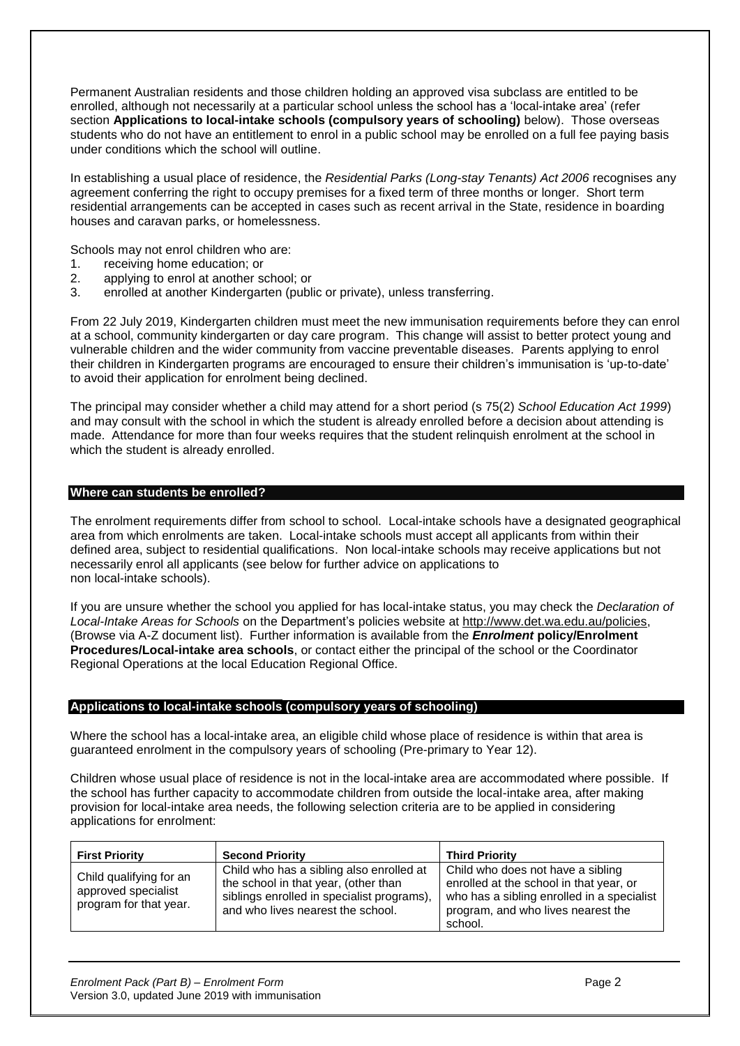Permanent Australian residents and those children holding an approved visa subclass are entitled to be enrolled, although not necessarily at a particular school unless the school has a 'local-intake area' (refer section **Applications to local-intake schools (compulsory years of schooling)** below). Those overseas students who do not have an entitlement to enrol in a public school may be enrolled on a full fee paying basis under conditions which the school will outline.

In establishing a usual place of residence, the *Residential Parks (Long-stay Tenants) Act 2006* recognises any agreement conferring the right to occupy premises for a fixed term of three months or longer. Short term residential arrangements can be accepted in cases such as recent arrival in the State, residence in boarding houses and caravan parks, or homelessness.

Schools may not enrol children who are:

1. receiving home education; or
2. applying to enrol at another school; or
3. enrolled at another Kindergarten (public or private), unless transferring.

From 22 July 2019, Kindergarten children must meet the new immunisation requirements before they can enrol at a school, community kindergarten or day care program. This change will assist to better protect young and vulnerable children and the wider community from vaccine preventable diseases. Parents applying to enrol their children in Kindergarten programs are encouraged to ensure their children's immunisation is 'up-to-date' to avoid their application for enrolment being declined.

The principal may consider whether a child may attend for a short period (s 75(2) *School Education Act 1999*) and may consult with the school in which the student is already enrolled before a decision about attending is made. Attendance for more than four weeks requires that the student relinquish enrolment at the school in which the student is already enrolled.

## Where can students be enrolled?

The enrolment requirements differ from school to school. Local-intake schools have a designated geographical area from which enrolments are taken. Local-intake schools must accept all applicants from within their defined area, subject to residential qualifications. Non local-intake schools may receive applications but not necessarily enrol all applicants (see below for further advice on applications to non local-intake schools).

If you are unsure whether the school you applied for has local-intake status, you may check the *Declaration of Local-Intake Areas for Schools* on the Department's policies website at http://www.det.wa.edu.au/policies, (Browse via A-Z document list). Further information is available from the ***Enrolment*** **policy/Enrolment Procedures/Local-intake area schools**, or contact either the principal of the school or the Coordinator Regional Operations at the local Education Regional Office.

## Applications to local-intake schools (compulsory years of schooling)

Where the school has a local-intake area, an eligible child whose place of residence is within that area is guaranteed enrolment in the compulsory years of schooling (Pre-primary to Year 12).

Children whose usual place of residence is not in the local-intake area are accommodated where possible. If the school has further capacity to accommodate children from outside the local-intake area, after making provision for local-intake area needs, the following selection criteria are to be applied in considering applications for enrolment:

| First Priority | Second Priority | Third Priority |
|---|---|---|
| Child qualifying for an approved specialist program for that year. | Child who has a sibling also enrolled at the school in that year, (other than siblings enrolled in specialist programs), and who lives nearest the school. | Child who does not have a sibling enrolled at the school in that year, or who has a sibling enrolled in a specialist program, and who lives nearest the school. |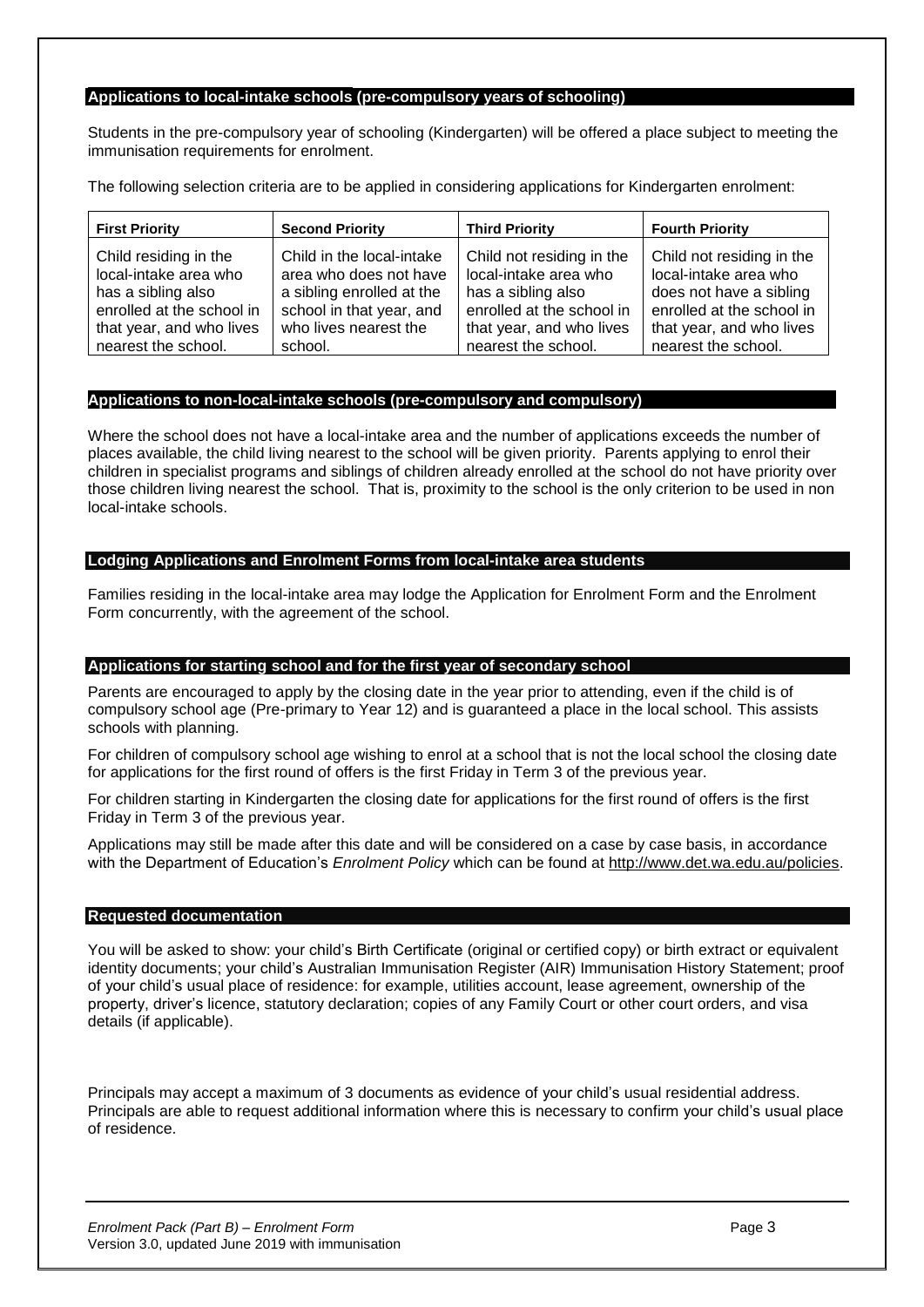## Applications to local-intake schools (pre-compulsory years of schooling)

Students in the pre-compulsory year of schooling (Kindergarten) will be offered a place subject to meeting the immunisation requirements for enrolment.

The following selection criteria are to be applied in considering applications for Kindergarten enrolment:

| First Priority | Second Priority | Third Priority | Fourth Priority |
|---|---|---|---|
| Child residing in the local-intake area who has a sibling also enrolled at the school in that year, and who lives nearest the school. | Child in the local-intake area who does not have a sibling enrolled at the school in that year, and who lives nearest the school. | Child not residing in the local-intake area who has a sibling also enrolled at the school in that year, and who lives nearest the school. | Child not residing in the local-intake area who does not have a sibling enrolled at the school in that year, and who lives nearest the school. |

## Applications to non-local-intake schools (pre-compulsory and compulsory)

Where the school does not have a local-intake area and the number of applications exceeds the number of places available, the child living nearest to the school will be given priority. Parents applying to enrol their children in specialist programs and siblings of children already enrolled at the school do not have priority over those children living nearest the school. That is, proximity to the school is the only criterion to be used in non local-intake schools.

## Lodging Applications and Enrolment Forms from local-intake area students

Families residing in the local-intake area may lodge the Application for Enrolment Form and the Enrolment Form concurrently, with the agreement of the school.

## Applications for starting school and for the first year of secondary school

Parents are encouraged to apply by the closing date in the year prior to attending, even if the child is of compulsory school age (Pre-primary to Year 12) and is guaranteed a place in the local school. This assists schools with planning.

For children of compulsory school age wishing to enrol at a school that is not the local school the closing date for applications for the first round of offers is the first Friday in Term 3 of the previous year.

For children starting in Kindergarten the closing date for applications for the first round of offers is the first Friday in Term 3 of the previous year.

Applications may still be made after this date and will be considered on a case by case basis, in accordance with the Department of Education's *Enrolment Policy* which can be found at http://www.det.wa.edu.au/policies.

## Requested documentation

You will be asked to show: your child's Birth Certificate (original or certified copy) or birth extract or equivalent identity documents; your child's Australian Immunisation Register (AIR) Immunisation History Statement; proof of your child's usual place of residence: for example, utilities account, lease agreement, ownership of the property, driver's licence, statutory declaration; copies of any Family Court or other court orders, and visa details (if applicable).

Principals may accept a maximum of 3 documents as evidence of your child's usual residential address. Principals are able to request additional information where this is necessary to confirm your child's usual place of residence.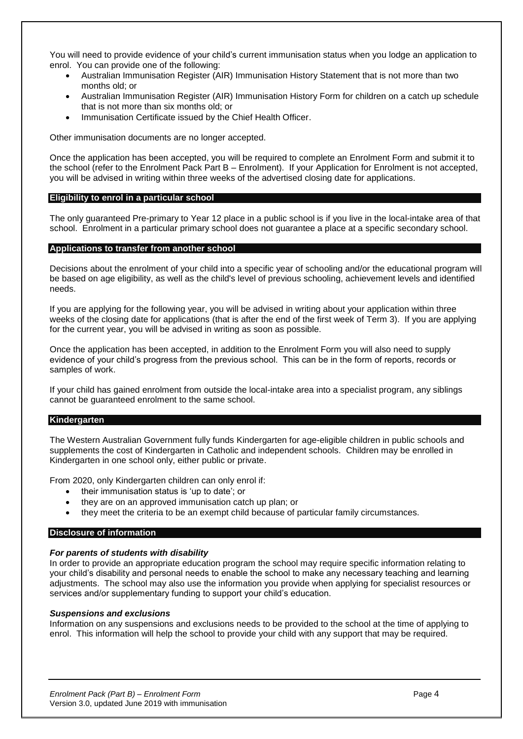You will need to provide evidence of your child's current immunisation status when you lodge an application to enrol. You can provide one of the following:

- Australian Immunisation Register (AIR) Immunisation History Statement that is not more than two months old; or
- Australian Immunisation Register (AIR) Immunisation History Form for children on a catch up schedule that is not more than six months old; or
- Immunisation Certificate issued by the Chief Health Officer.

Other immunisation documents are no longer accepted.

Once the application has been accepted, you will be required to complete an Enrolment Form and submit it to the school (refer to the Enrolment Pack Part B – Enrolment). If your Application for Enrolment is not accepted, you will be advised in writing within three weeks of the advertised closing date for applications.

## Eligibility to enrol in a particular school

The only guaranteed Pre-primary to Year 12 place in a public school is if you live in the local-intake area of that school. Enrolment in a particular primary school does not guarantee a place at a specific secondary school.

## Applications to transfer from another school

Decisions about the enrolment of your child into a specific year of schooling and/or the educational program will be based on age eligibility, as well as the child's level of previous schooling, achievement levels and identified needs.

If you are applying for the following year, you will be advised in writing about your application within three weeks of the closing date for applications (that is after the end of the first week of Term 3). If you are applying for the current year, you will be advised in writing as soon as possible.

Once the application has been accepted, in addition to the Enrolment Form you will also need to supply evidence of your child's progress from the previous school. This can be in the form of reports, records or samples of work.

If your child has gained enrolment from outside the local-intake area into a specialist program, any siblings cannot be guaranteed enrolment to the same school.

## Kindergarten

The Western Australian Government fully funds Kindergarten for age-eligible children in public schools and supplements the cost of Kindergarten in Catholic and independent schools. Children may be enrolled in Kindergarten in one school only, either public or private.

From 2020, only Kindergarten children can only enrol if:

- their immunisation status is 'up to date'; or
- they are on an approved immunisation catch up plan; or
- they meet the criteria to be an exempt child because of particular family circumstances.

## Disclosure of information

### *For parents of students with disability*

In order to provide an appropriate education program the school may require specific information relating to your child's disability and personal needs to enable the school to make any necessary teaching and learning adjustments. The school may also use the information you provide when applying for specialist resources or services and/or supplementary funding to support your child's education.

### *Suspensions and exclusions*

Information on any suspensions and exclusions needs to be provided to the school at the time of applying to enrol. This information will help the school to provide your child with any support that may be required.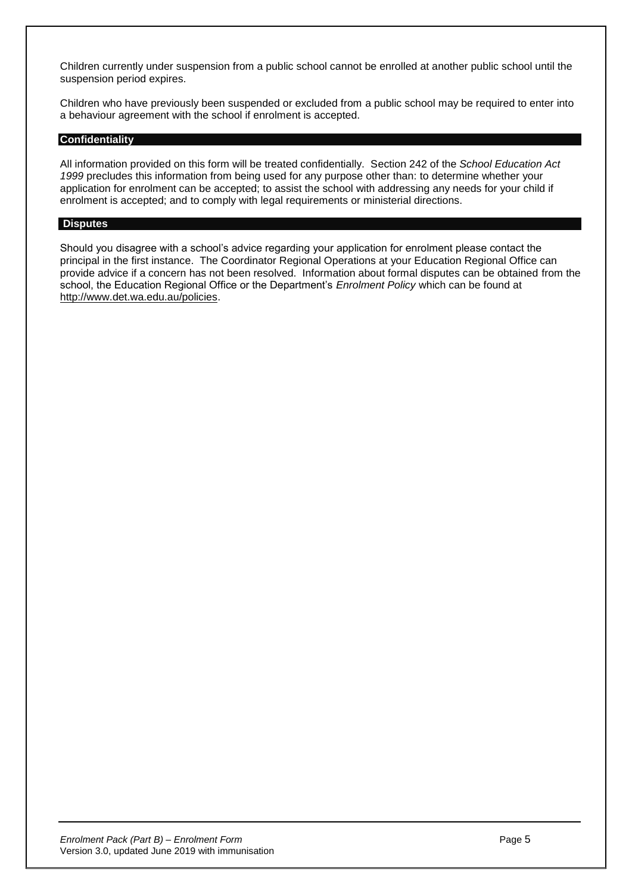Children currently under suspension from a public school cannot be enrolled at another public school until the suspension period expires.

Children who have previously been suspended or excluded from a public school may be required to enter into a behaviour agreement with the school if enrolment is accepted.

## Confidentiality

All information provided on this form will be treated confidentially. Section 242 of the *School Education Act 1999* precludes this information from being used for any purpose other than: to determine whether your application for enrolment can be accepted; to assist the school with addressing any needs for your child if enrolment is accepted; and to comply with legal requirements or ministerial directions.

## Disputes

Should you disagree with a school's advice regarding your application for enrolment please contact the principal in the first instance. The Coordinator Regional Operations at your Education Regional Office can provide advice if a concern has not been resolved. Information about formal disputes can be obtained from the school, the Education Regional Office or the Department's *Enrolment Policy* which can be found at http://www.det.wa.edu.au/policies.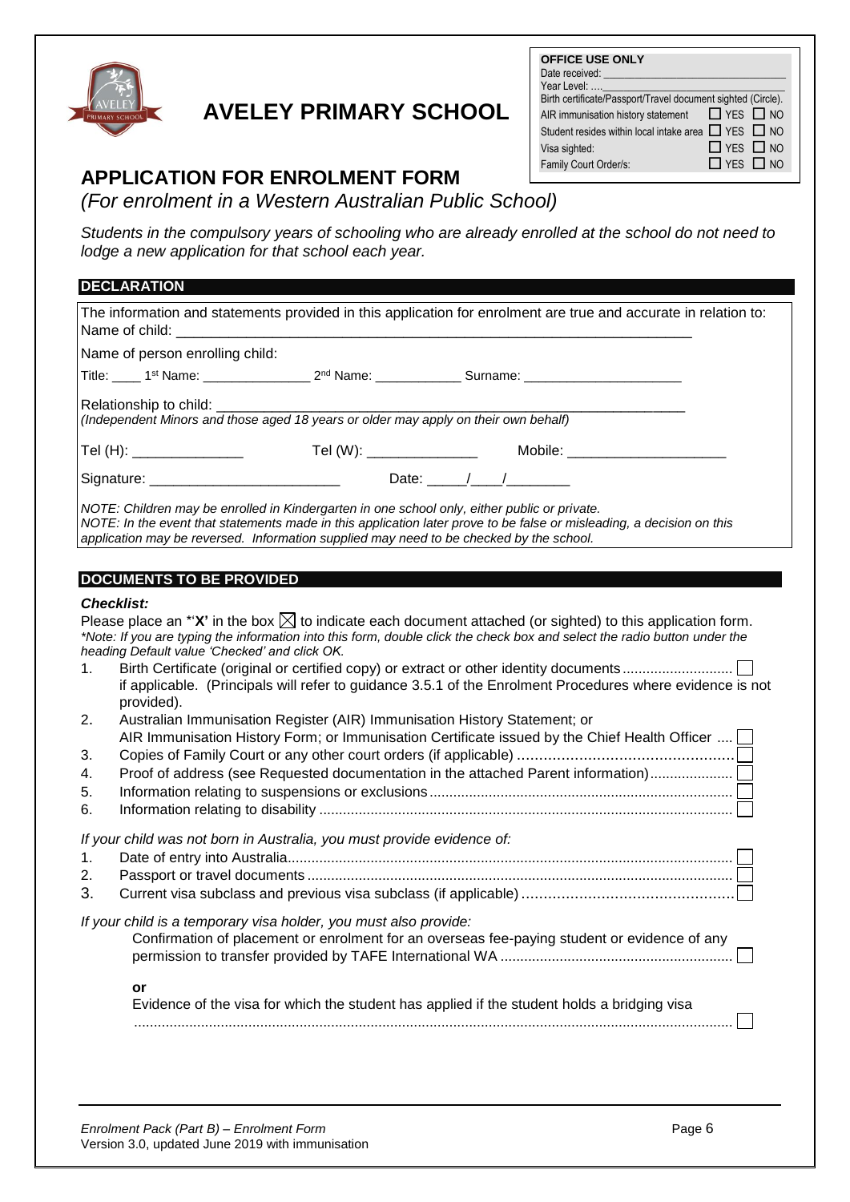# AVELEY PRIMARY SCHOOL

| OFFICE USE ONLY | |
|---|---|
| Date received: ______ | |
| Year Level: ______ | |
| Birth certificate/Passport/Travel document sighted (Circle). | |
| AIR immunisation history statement | ☐ YES ☐ NO |
| Student resides within local intake area | ☐ YES ☐ NO |
| Visa sighted: | ☐ YES ☐ NO |
| Family Court Order/s: | ☐ YES ☐ NO |

## APPLICATION FOR ENROLMENT FORM

*(For enrolment in a Western Australian Public School)*

*Students in the compulsory years of schooling who are already enrolled at the school do not need to lodge a new application for that school each year.*

### DECLARATION

The information and statements provided in this application for enrolment are true and accurate in relation to:
Name of child: ____________________________________________

Name of person enrolling child:

Title: ____ 1st Name: ______________ 2nd Name: ____________ Surname: ____________________

Relationship to child: ____________________________________________
*(Independent Minors and those aged 18 years or older may apply on their own behalf)*

Tel (H): ______________ Tel (W): ______________ Mobile: ____________________

Signature: ________________________ Date: _____/____/________

*NOTE: Children may be enrolled in Kindergarten in one school only, either public or private.*
*NOTE: In the event that statements made in this application later prove to be false or misleading, a decision on this application may be reversed. Information supplied may need to be checked by the school.*

### DOCUMENTS TO BE PROVIDED

***Checklist:***

Please place an *'**X**' in the box ☒ to indicate each document attached (or sighted) to this application form.
*\*Note: If you are typing the information into this form, double click the check box and select the radio button under the heading Default value 'Checked' and click OK.*

1. Birth Certificate (original or certified copy) or extract or other identity documents ........ ☐
   if applicable. (Principals will refer to guidance 3.5.1 of the Enrolment Procedures where evidence is not provided).
2. Australian Immunisation Register (AIR) Immunisation History Statement; or
   AIR Immunisation History Form; or Immunisation Certificate issued by the Chief Health Officer .... ☐
3. Copies of Family Court or any other court orders (if applicable) ........ ☐
4. Proof of address (see Requested documentation in the attached Parent information) ........ ☐
5. Information relating to suspensions or exclusions ........ ☐
6. Information relating to disability ........ ☐

*If your child was not born in Australia, you must provide evidence of:*

1. Date of entry into Australia ........ ☐
2. Passport or travel documents ........ ☐
3. Current visa subclass and previous visa subclass (if applicable) ........ ☐

*If your child is a temporary visa holder, you must also provide:*

Confirmation of placement or enrolment for an overseas fee-paying student or evidence of any permission to transfer provided by TAFE International WA ........ ☐

**or**

Evidence of the visa for which the student has applied if the student holds a bridging visa ........ ☐

*Enrolment Pack (Part B) – Enrolment Form*
Version 3.0, updated June 2019 with immunisation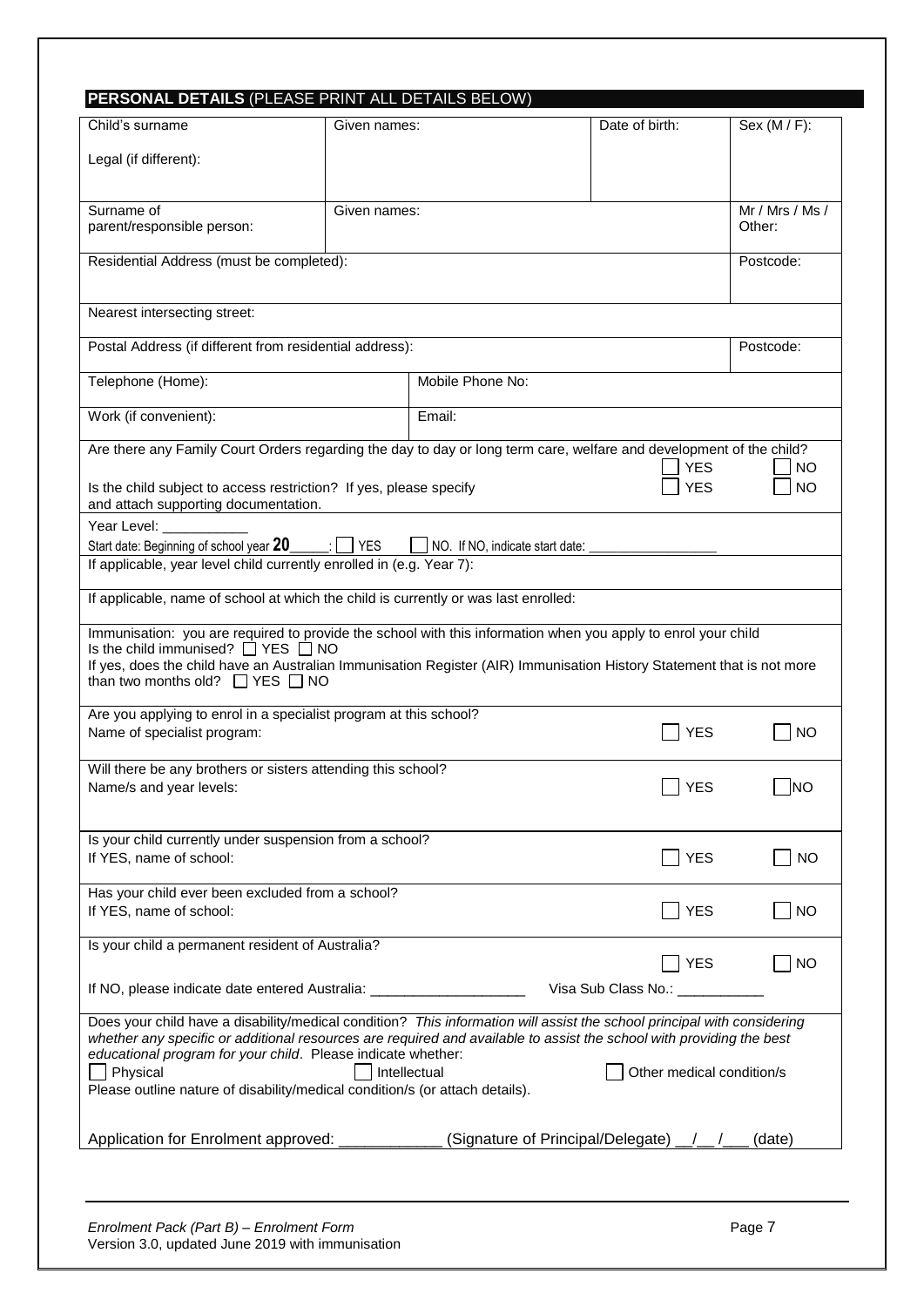## PERSONAL DETAILS (PLEASE PRINT ALL DETAILS BELOW)

| | | | |
|---|---|---|---|
| Child's surname<br><br>Legal (if different): | Given names: | Date of birth: | Sex (M / F): |
| Surname of parent/responsible person: | Given names: | | Mr / Mrs / Ms / Other: |

| | |
|---|---|
| Residential Address (must be completed): | Postcode: |
| Nearest intersecting street: | |
| Postal Address (if different from residential address): | Postcode: |

| | |
|---|---|
| Telephone (Home): | Mobile Phone No: |
| Work (if convenient): | Email: |

Are there any Family Court Orders regarding the day to day or long term care, welfare and development of the child? ☐ YES ☐ NO

Is the child subject to access restriction? If yes, please specify and attach supporting documentation. ☐ YES ☐ NO

Year Level: ___________

Start date: Beginning of school year **20**_____: ☐ YES ☐ NO. If NO, indicate start date: _________________

If applicable, year level child currently enrolled in (e.g. Year 7):

If applicable, name of school at which the child is currently or was last enrolled:

Immunisation: you are required to provide the school with this information when you apply to enrol your child

Is the child immunised? ☐ YES ☐ NO

If yes, does the child have an Australian Immunisation Register (AIR) Immunisation History Statement that is not more than two months old? ☐ YES ☐ NO

Are you applying to enrol in a specialist program at this school?

Name of specialist program: ☐ YES ☐ NO

Will there be any brothers or sisters attending this school?

Name/s and year levels: ☐ YES ☐ NO

Is your child currently under suspension from a school?

If YES, name of school: ☐ YES ☐ NO

Has your child ever been excluded from a school?

If YES, name of school: ☐ YES ☐ NO

Is your child a permanent resident of Australia? ☐ YES ☐ NO

If NO, please indicate date entered Australia: ____________________ Visa Sub Class No.: ___________

Does your child have a disability/medical condition? *This information will assist the school principal with considering whether any specific or additional resources are required and available to assist the school with providing the best educational program for your child*. Please indicate whether:

☐ Physical ☐ Intellectual ☐ Other medical condition/s

Please outline nature of disability/medical condition/s (or attach details).

Application for Enrolment approved: ____________ (Signature of Principal/Delegate) __/__ /___ (date)

*Enrolment Pack (Part B) – Enrolment Form*

Version 3.0, updated June 2019 with immunisation